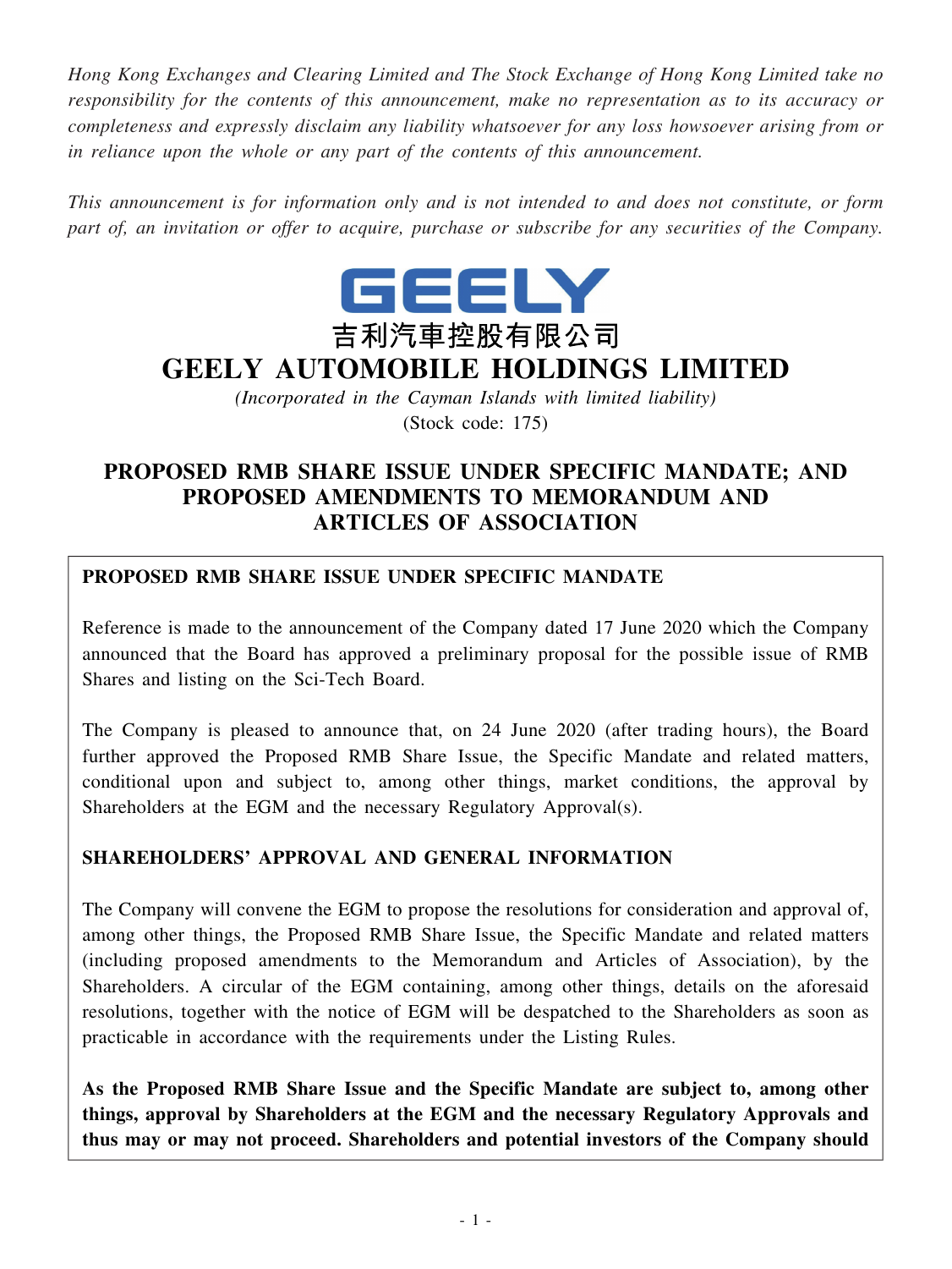*Hong Kong Exchanges and Clearing Limited and The Stock Exchange of Hong Kong Limited take no responsibility for the contents of this announcement, make no representation as to its accuracy or completeness and expressly disclaim any liability whatsoever for any loss howsoever arising from or in reliance upon the whole or any part of the contents of this announcement.*

*This announcement is for information only and is not intended to and does not constitute, or form part of, an invitation or offer to acquire, purchase or subscribe for any securities of the Company.*

GEELY

吉利汽車控股有限公司

# GEELY AUTOMOBILE HOLDINGS LIMITED

*(Incorporated in the Cayman Islands with limited liability)*

(Stock code: 175)

## PROPOSED RMB SHARE ISSUE UNDER SPECIFIC MANDATE; AND PROPOSED AMENDMENTS TO MEMORANDUM AND ARTICLES OF ASSOCIATION

**PROPOSED RMB SHARE ISSUE UNDER SPECIFIC MANDATE**

Reference is made to the announcement of the Company dated 17 June 2020 which the Company announced that the Board has approved a preliminary proposal for the possible issue of RMB Shares and listing on the Sci-Tech Board.

The Company is pleased to announce that, on 24 June 2020 (after trading hours), the Board further approved the Proposed RMB Share Issue, the Specific Mandate and related matters, conditional upon and subject to, among other things, market conditions, the approval by Shareholders at the EGM and the necessary Regulatory Approval(s).

**SHAREHOLDERS' APPROVAL AND GENERAL INFORMATION**

The Company will convene the EGM to propose the resolutions for consideration and approval of, among other things, the Proposed RMB Share Issue, the Specific Mandate and related matters (including proposed amendments to the Memorandum and Articles of Association), by the Shareholders. A circular of the EGM containing, among other things, details on the aforesaid resolutions, together with the notice of EGM will be despatched to the Shareholders as soon as practicable in accordance with the requirements under the Listing Rules.

**As the Proposed RMB Share Issue and the Specific Mandate are subject to, among other things, approval by Shareholders at the EGM and the necessary Regulatory Approvals and thus may or may not proceed. Shareholders and potential investors of the Company should**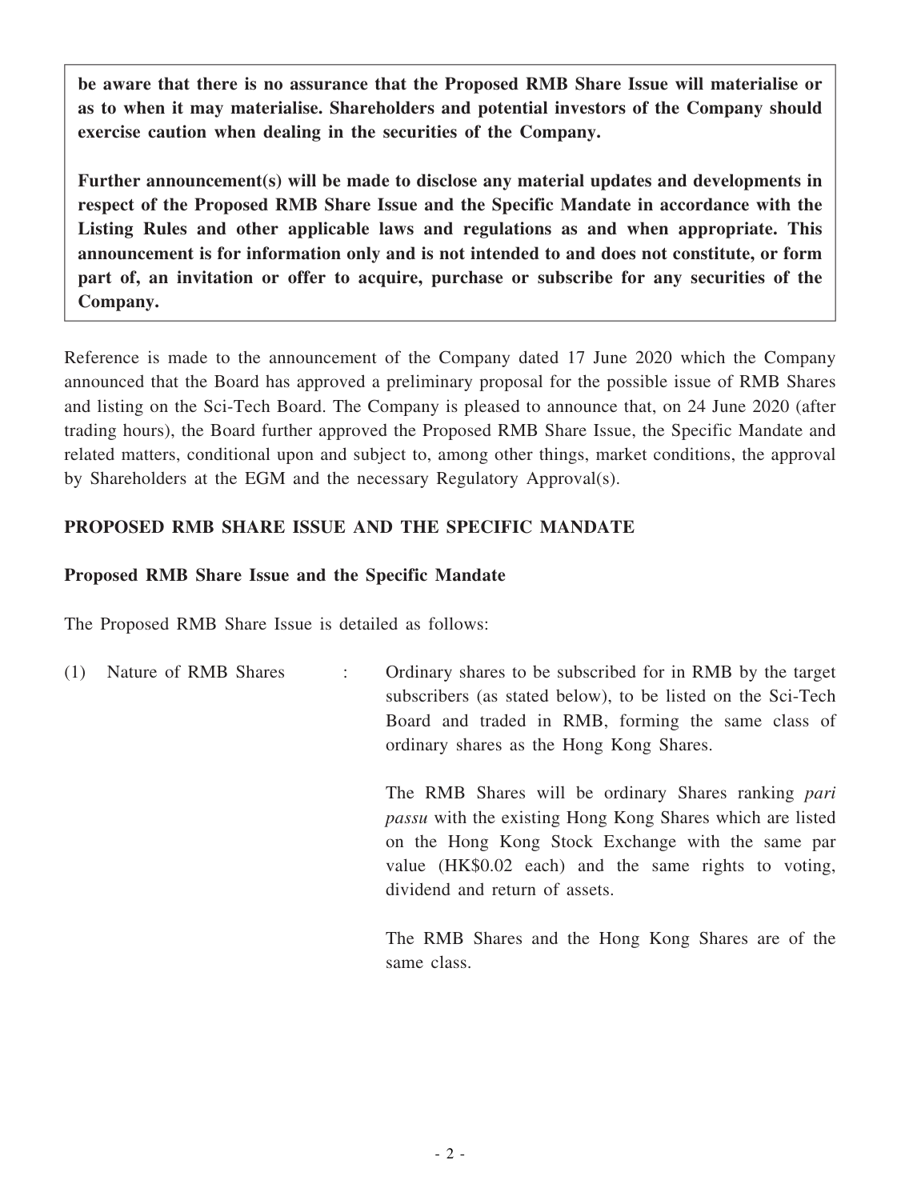**be aware that there is no assurance that the Proposed RMB Share Issue will materialise or as to when it may materialise. Shareholders and potential investors of the Company should exercise caution when dealing in the securities of the Company.**

**Further announcement(s) will be made to disclose any material updates and developments in respect of the Proposed RMB Share Issue and the Specific Mandate in accordance with the Listing Rules and other applicable laws and regulations as and when appropriate. This announcement is for information only and is not intended to and does not constitute, or form part of, an invitation or offer to acquire, purchase or subscribe for any securities of the Company.**

Reference is made to the announcement of the Company dated 17 June 2020 which the Company announced that the Board has approved a preliminary proposal for the possible issue of RMB Shares and listing on the Sci-Tech Board. The Company is pleased to announce that, on 24 June 2020 (after trading hours), the Board further approved the Proposed RMB Share Issue, the Specific Mandate and related matters, conditional upon and subject to, among other things, market conditions, the approval by Shareholders at the EGM and the necessary Regulatory Approval(s).

**PROPOSED RMB SHARE ISSUE AND THE SPECIFIC MANDATE**

**Proposed RMB Share Issue and the Specific Mandate**

The Proposed RMB Share Issue is detailed as follows:

(1) Nature of RMB Shares : Ordinary shares to be subscribed for in RMB by the target subscribers (as stated below), to be listed on the Sci-Tech Board and traded in RMB, forming the same class of ordinary shares as the Hong Kong Shares.

The RMB Shares will be ordinary Shares ranking *pari passu* with the existing Hong Kong Shares which are listed on the Hong Kong Stock Exchange with the same par value (HK$0.02 each) and the same rights to voting, dividend and return of assets.

The RMB Shares and the Hong Kong Shares are of the same class.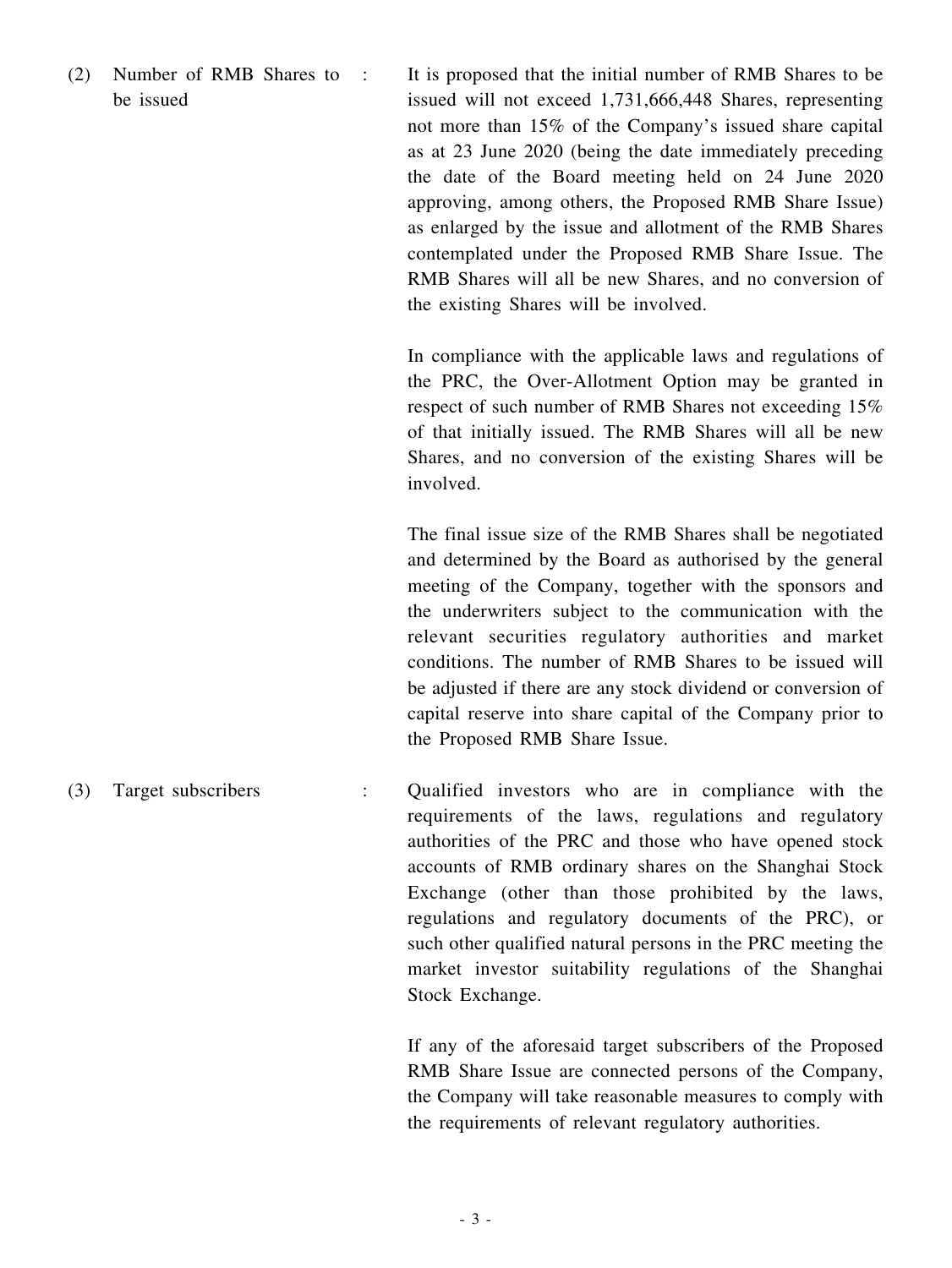(2) Number of RMB Shares to be issued : It is proposed that the initial number of RMB Shares to be issued will not exceed 1,731,666,448 Shares, representing not more than 15% of the Company's issued share capital as at 23 June 2020 (being the date immediately preceding the date of the Board meeting held on 24 June 2020 approving, among others, the Proposed RMB Share Issue) as enlarged by the issue and allotment of the RMB Shares contemplated under the Proposed RMB Share Issue. The RMB Shares will all be new Shares, and no conversion of the existing Shares will be involved.

In compliance with the applicable laws and regulations of the PRC, the Over-Allotment Option may be granted in respect of such number of RMB Shares not exceeding 15% of that initially issued. The RMB Shares will all be new Shares, and no conversion of the existing Shares will be involved.

The final issue size of the RMB Shares shall be negotiated and determined by the Board as authorised by the general meeting of the Company, together with the sponsors and the underwriters subject to the communication with the relevant securities regulatory authorities and market conditions. The number of RMB Shares to be issued will be adjusted if there are any stock dividend or conversion of capital reserve into share capital of the Company prior to the Proposed RMB Share Issue.

(3) Target subscribers : Qualified investors who are in compliance with the requirements of the laws, regulations and regulatory authorities of the PRC and those who have opened stock accounts of RMB ordinary shares on the Shanghai Stock Exchange (other than those prohibited by the laws, regulations and regulatory documents of the PRC), or such other qualified natural persons in the PRC meeting the market investor suitability regulations of the Shanghai Stock Exchange.

If any of the aforesaid target subscribers of the Proposed RMB Share Issue are connected persons of the Company, the Company will take reasonable measures to comply with the requirements of relevant regulatory authorities.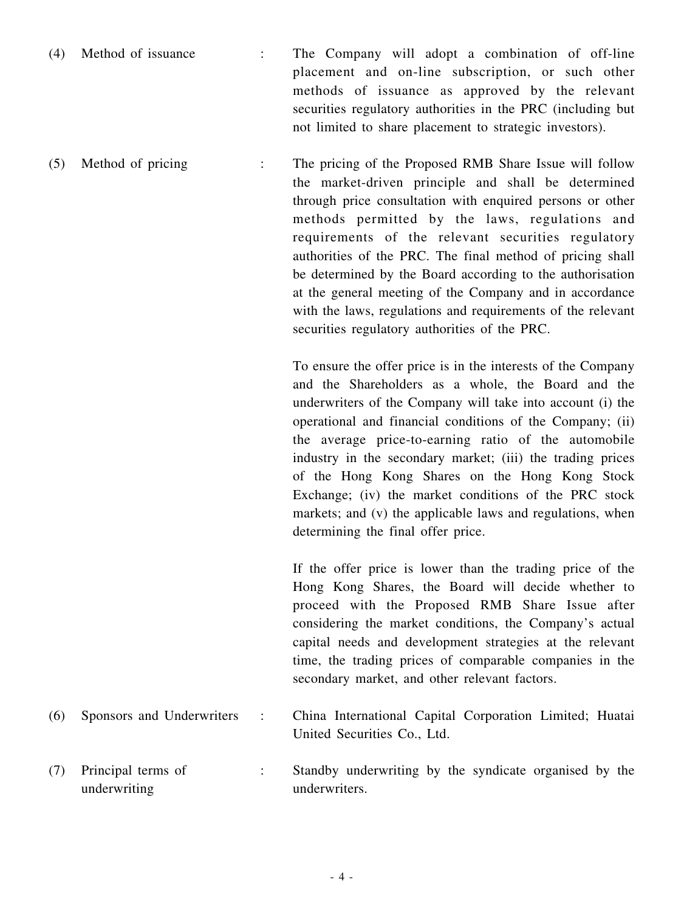| | | | |
|---|---|---|---|
| (4) | Method of issuance | : | The Company will adopt a combination of off-line placement and on-line subscription, or such other methods of issuance as approved by the relevant securities regulatory authorities in the PRC (including but not limited to share placement to strategic investors). |
| (5) | Method of pricing | : | The pricing of the Proposed RMB Share Issue will follow the market-driven principle and shall be determined through price consultation with enquired persons or other methods permitted by the laws, regulations and requirements of the relevant securities regulatory authorities of the PRC. The final method of pricing shall be determined by the Board according to the authorisation at the general meeting of the Company and in accordance with the laws, regulations and requirements of the relevant securities regulatory authorities of the PRC.<br><br>To ensure the offer price is in the interests of the Company and the Shareholders as a whole, the Board and the underwriters of the Company will take into account (i) the operational and financial conditions of the Company; (ii) the average price-to-earning ratio of the automobile industry in the secondary market; (iii) the trading prices of the Hong Kong Shares on the Hong Kong Stock Exchange; (iv) the market conditions of the PRC stock markets; and (v) the applicable laws and regulations, when determining the final offer price.<br><br>If the offer price is lower than the trading price of the Hong Kong Shares, the Board will decide whether to proceed with the Proposed RMB Share Issue after considering the market conditions, the Company's actual capital needs and development strategies at the relevant time, the trading prices of comparable companies in the secondary market, and other relevant factors. |
| (6) | Sponsors and Underwriters | : | China International Capital Corporation Limited; Huatai United Securities Co., Ltd. |
| (7) | Principal terms of underwriting | : | Standby underwriting by the syndicate organised by the underwriters. |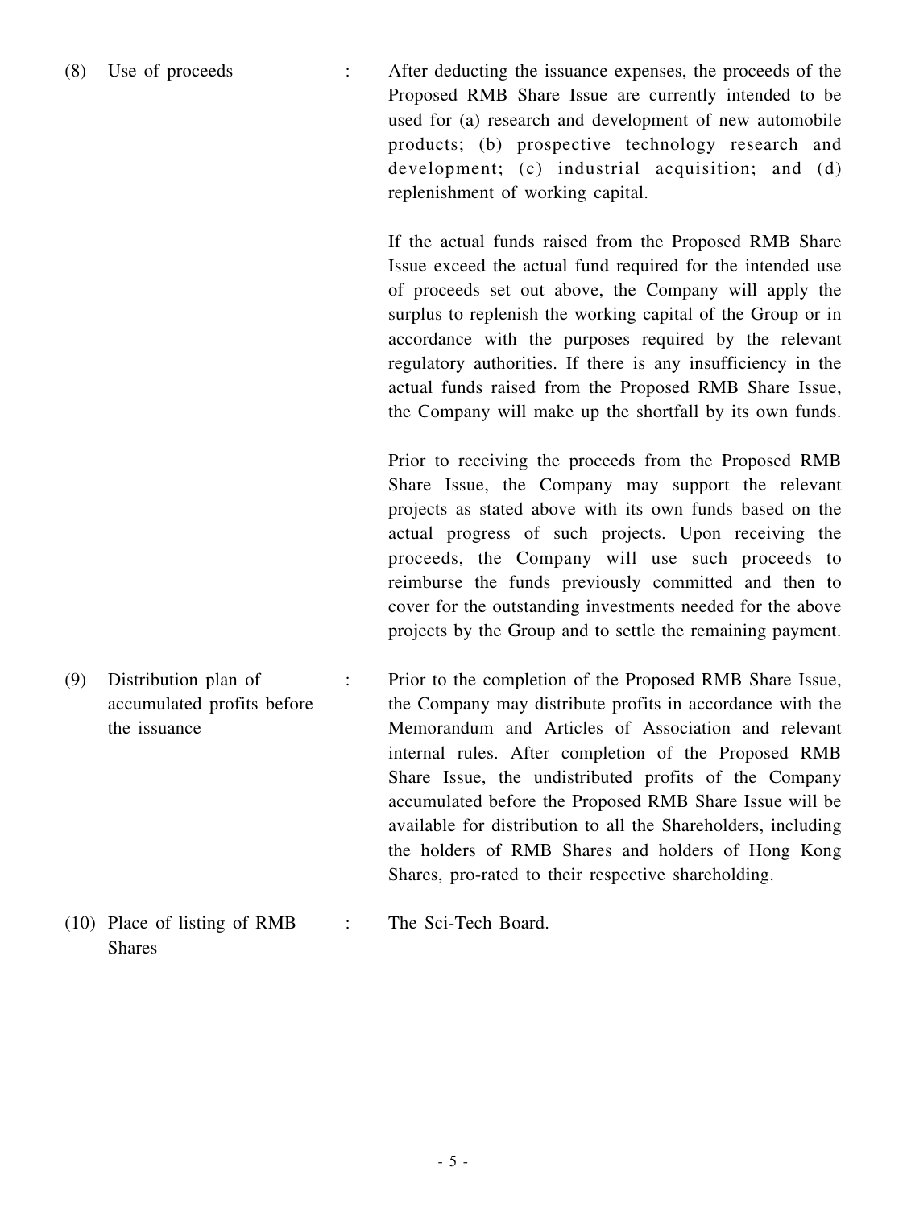(8) Use of proceeds : After deducting the issuance expenses, the proceeds of the Proposed RMB Share Issue are currently intended to be used for (a) research and development of new automobile products; (b) prospective technology research and development; (c) industrial acquisition; and (d) replenishment of working capital.

If the actual funds raised from the Proposed RMB Share Issue exceed the actual fund required for the intended use of proceeds set out above, the Company will apply the surplus to replenish the working capital of the Group or in accordance with the purposes required by the relevant regulatory authorities. If there is any insufficiency in the actual funds raised from the Proposed RMB Share Issue, the Company will make up the shortfall by its own funds.

Prior to receiving the proceeds from the Proposed RMB Share Issue, the Company may support the relevant projects as stated above with its own funds based on the actual progress of such projects. Upon receiving the proceeds, the Company will use such proceeds to reimburse the funds previously committed and then to cover for the outstanding investments needed for the above projects by the Group and to settle the remaining payment.

(9) Distribution plan of accumulated profits before the issuance : Prior to the completion of the Proposed RMB Share Issue, the Company may distribute profits in accordance with the Memorandum and Articles of Association and relevant internal rules. After completion of the Proposed RMB Share Issue, the undistributed profits of the Company accumulated before the Proposed RMB Share Issue will be available for distribution to all the Shareholders, including the holders of RMB Shares and holders of Hong Kong Shares, pro-rated to their respective shareholding.

(10) Place of listing of RMB Shares : The Sci-Tech Board.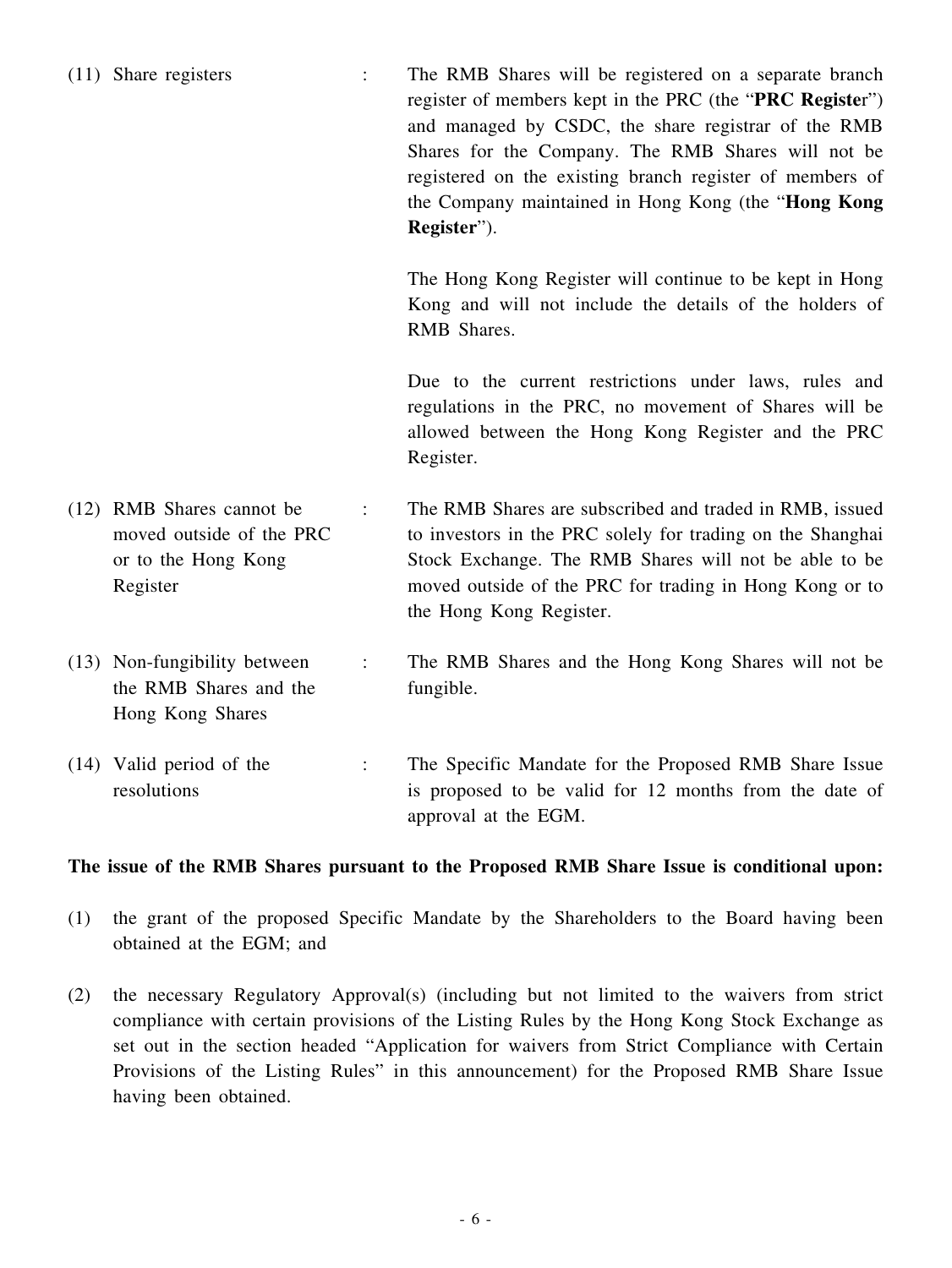| | | |
|---|---|---|
| (11) Share registers | : | The RMB Shares will be registered on a separate branch register of members kept in the PRC (the "**PRC Register**") and managed by CSDC, the share registrar of the RMB Shares for the Company. The RMB Shares will not be registered on the existing branch register of members of the Company maintained in Hong Kong (the "**Hong Kong Register**").<br><br>The Hong Kong Register will continue to be kept in Hong Kong and will not include the details of the holders of RMB Shares.<br><br>Due to the current restrictions under laws, rules and regulations in the PRC, no movement of Shares will be allowed between the Hong Kong Register and the PRC Register. |
| (12) RMB Shares cannot be moved outside of the PRC or to the Hong Kong Register | : | The RMB Shares are subscribed and traded in RMB, issued to investors in the PRC solely for trading on the Shanghai Stock Exchange. The RMB Shares will not be able to be moved outside of the PRC for trading in Hong Kong or to the Hong Kong Register. |
| (13) Non-fungibility between the RMB Shares and the Hong Kong Shares | : | The RMB Shares and the Hong Kong Shares will not be fungible. |
| (14) Valid period of the resolutions | : | The Specific Mandate for the Proposed RMB Share Issue is proposed to be valid for 12 months from the date of approval at the EGM. |

**The issue of the RMB Shares pursuant to the Proposed RMB Share Issue is conditional upon:**

(1) the grant of the proposed Specific Mandate by the Shareholders to the Board having been obtained at the EGM; and

(2) the necessary Regulatory Approval(s) (including but not limited to the waivers from strict compliance with certain provisions of the Listing Rules by the Hong Kong Stock Exchange as set out in the section headed "Application for waivers from Strict Compliance with Certain Provisions of the Listing Rules" in this announcement) for the Proposed RMB Share Issue having been obtained.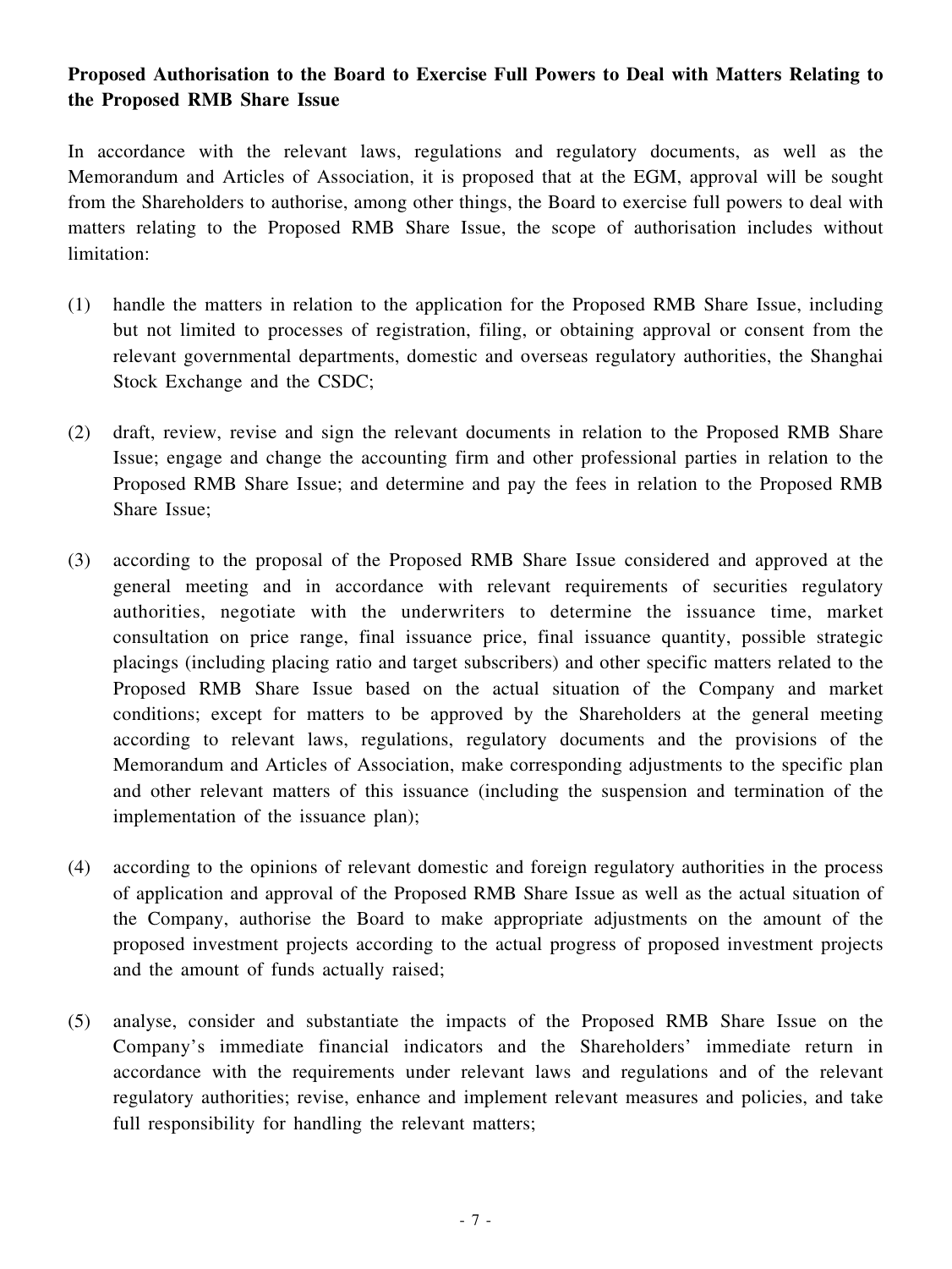**Proposed Authorisation to the Board to Exercise Full Powers to Deal with Matters Relating to the Proposed RMB Share Issue**

In accordance with the relevant laws, regulations and regulatory documents, as well as the Memorandum and Articles of Association, it is proposed that at the EGM, approval will be sought from the Shareholders to authorise, among other things, the Board to exercise full powers to deal with matters relating to the Proposed RMB Share Issue, the scope of authorisation includes without limitation:

(1) handle the matters in relation to the application for the Proposed RMB Share Issue, including but not limited to processes of registration, filing, or obtaining approval or consent from the relevant governmental departments, domestic and overseas regulatory authorities, the Shanghai Stock Exchange and the CSDC;

(2) draft, review, revise and sign the relevant documents in relation to the Proposed RMB Share Issue; engage and change the accounting firm and other professional parties in relation to the Proposed RMB Share Issue; and determine and pay the fees in relation to the Proposed RMB Share Issue;

(3) according to the proposal of the Proposed RMB Share Issue considered and approved at the general meeting and in accordance with relevant requirements of securities regulatory authorities, negotiate with the underwriters to determine the issuance time, market consultation on price range, final issuance price, final issuance quantity, possible strategic placings (including placing ratio and target subscribers) and other specific matters related to the Proposed RMB Share Issue based on the actual situation of the Company and market conditions; except for matters to be approved by the Shareholders at the general meeting according to relevant laws, regulations, regulatory documents and the provisions of the Memorandum and Articles of Association, make corresponding adjustments to the specific plan and other relevant matters of this issuance (including the suspension and termination of the implementation of the issuance plan);

(4) according to the opinions of relevant domestic and foreign regulatory authorities in the process of application and approval of the Proposed RMB Share Issue as well as the actual situation of the Company, authorise the Board to make appropriate adjustments on the amount of the proposed investment projects according to the actual progress of proposed investment projects and the amount of funds actually raised;

(5) analyse, consider and substantiate the impacts of the Proposed RMB Share Issue on the Company's immediate financial indicators and the Shareholders' immediate return in accordance with the requirements under relevant laws and regulations and of the relevant regulatory authorities; revise, enhance and implement relevant measures and policies, and take full responsibility for handling the relevant matters;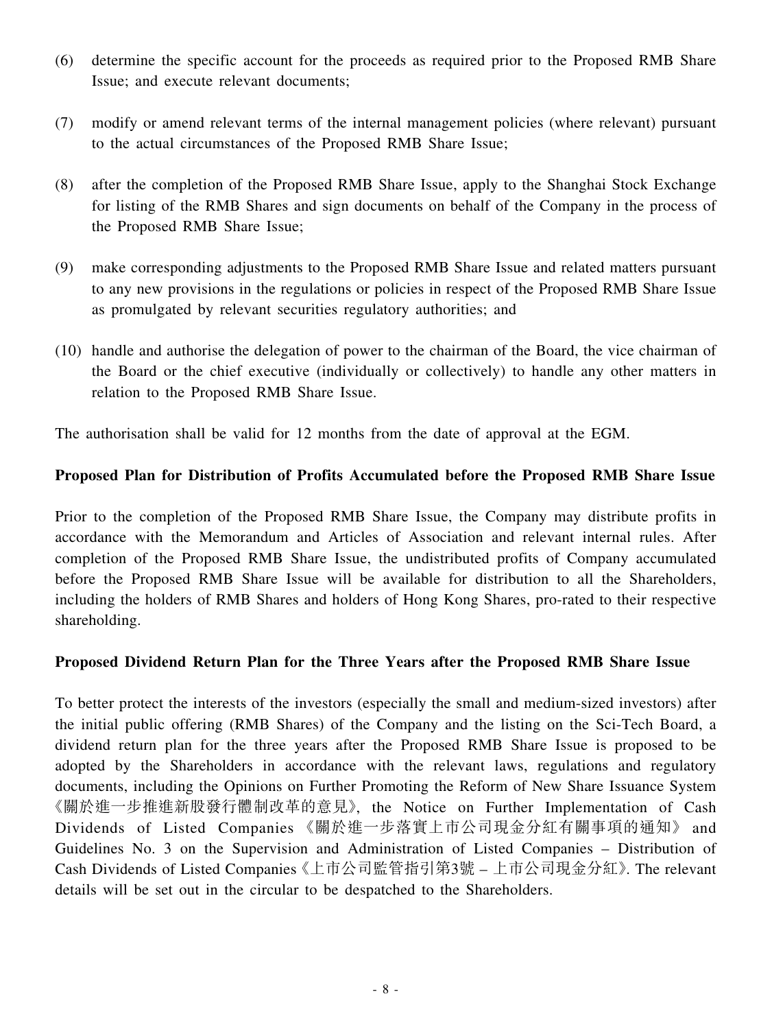(6) determine the specific account for the proceeds as required prior to the Proposed RMB Share Issue; and execute relevant documents;

(7) modify or amend relevant terms of the internal management policies (where relevant) pursuant to the actual circumstances of the Proposed RMB Share Issue;

(8) after the completion of the Proposed RMB Share Issue, apply to the Shanghai Stock Exchange for listing of the RMB Shares and sign documents on behalf of the Company in the process of the Proposed RMB Share Issue;

(9) make corresponding adjustments to the Proposed RMB Share Issue and related matters pursuant to any new provisions in the regulations or policies in respect of the Proposed RMB Share Issue as promulgated by relevant securities regulatory authorities; and

(10) handle and authorise the delegation of power to the chairman of the Board, the vice chairman of the Board or the chief executive (individually or collectively) to handle any other matters in relation to the Proposed RMB Share Issue.

The authorisation shall be valid for 12 months from the date of approval at the EGM.

**Proposed Plan for Distribution of Profits Accumulated before the Proposed RMB Share Issue**

Prior to the completion of the Proposed RMB Share Issue, the Company may distribute profits in accordance with the Memorandum and Articles of Association and relevant internal rules. After completion of the Proposed RMB Share Issue, the undistributed profits of Company accumulated before the Proposed RMB Share Issue will be available for distribution to all the Shareholders, including the holders of RMB Shares and holders of Hong Kong Shares, pro-rated to their respective shareholding.

**Proposed Dividend Return Plan for the Three Years after the Proposed RMB Share Issue**

To better protect the interests of the investors (especially the small and medium-sized investors) after the initial public offering (RMB Shares) of the Company and the listing on the Sci-Tech Board, a dividend return plan for the three years after the Proposed RMB Share Issue is proposed to be adopted by the Shareholders in accordance with the relevant laws, regulations and regulatory documents, including the Opinions on Further Promoting the Reform of New Share Issuance System《關於進一步推進新股發行體制改革的意見》, the Notice on Further Implementation of Cash Dividends of Listed Companies《關於進一步落實上市公司現金分紅有關事項的通知》and Guidelines No. 3 on the Supervision and Administration of Listed Companies – Distribution of Cash Dividends of Listed Companies《上市公司監管指引第3號 – 上市公司現金分紅》. The relevant details will be set out in the circular to be despatched to the Shareholders.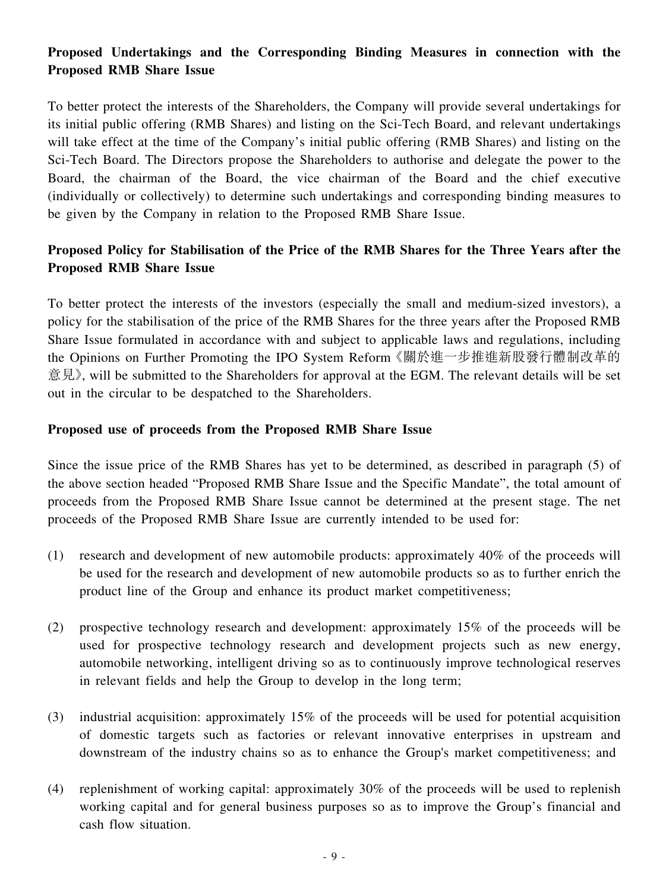**Proposed Undertakings and the Corresponding Binding Measures in connection with the Proposed RMB Share Issue**

To better protect the interests of the Shareholders, the Company will provide several undertakings for its initial public offering (RMB Shares) and listing on the Sci-Tech Board, and relevant undertakings will take effect at the time of the Company's initial public offering (RMB Shares) and listing on the Sci-Tech Board. The Directors propose the Shareholders to authorise and delegate the power to the Board, the chairman of the Board, the vice chairman of the Board and the chief executive (individually or collectively) to determine such undertakings and corresponding binding measures to be given by the Company in relation to the Proposed RMB Share Issue.

**Proposed Policy for Stabilisation of the Price of the RMB Shares for the Three Years after the Proposed RMB Share Issue**

To better protect the interests of the investors (especially the small and medium-sized investors), a policy for the stabilisation of the price of the RMB Shares for the three years after the Proposed RMB Share Issue formulated in accordance with and subject to applicable laws and regulations, including the Opinions on Further Promoting the IPO System Reform《關於進一步推進新股發行體制改革的意見》, will be submitted to the Shareholders for approval at the EGM. The relevant details will be set out in the circular to be despatched to the Shareholders.

**Proposed use of proceeds from the Proposed RMB Share Issue**

Since the issue price of the RMB Shares has yet to be determined, as described in paragraph (5) of the above section headed "Proposed RMB Share Issue and the Specific Mandate", the total amount of proceeds from the Proposed RMB Share Issue cannot be determined at the present stage. The net proceeds of the Proposed RMB Share Issue are currently intended to be used for:

(1) research and development of new automobile products: approximately 40% of the proceeds will be used for the research and development of new automobile products so as to further enrich the product line of the Group and enhance its product market competitiveness;

(2) prospective technology research and development: approximately 15% of the proceeds will be used for prospective technology research and development projects such as new energy, automobile networking, intelligent driving so as to continuously improve technological reserves in relevant fields and help the Group to develop in the long term;

(3) industrial acquisition: approximately 15% of the proceeds will be used for potential acquisition of domestic targets such as factories or relevant innovative enterprises in upstream and downstream of the industry chains so as to enhance the Group's market competitiveness; and

(4) replenishment of working capital: approximately 30% of the proceeds will be used to replenish working capital and for general business purposes so as to improve the Group's financial and cash flow situation.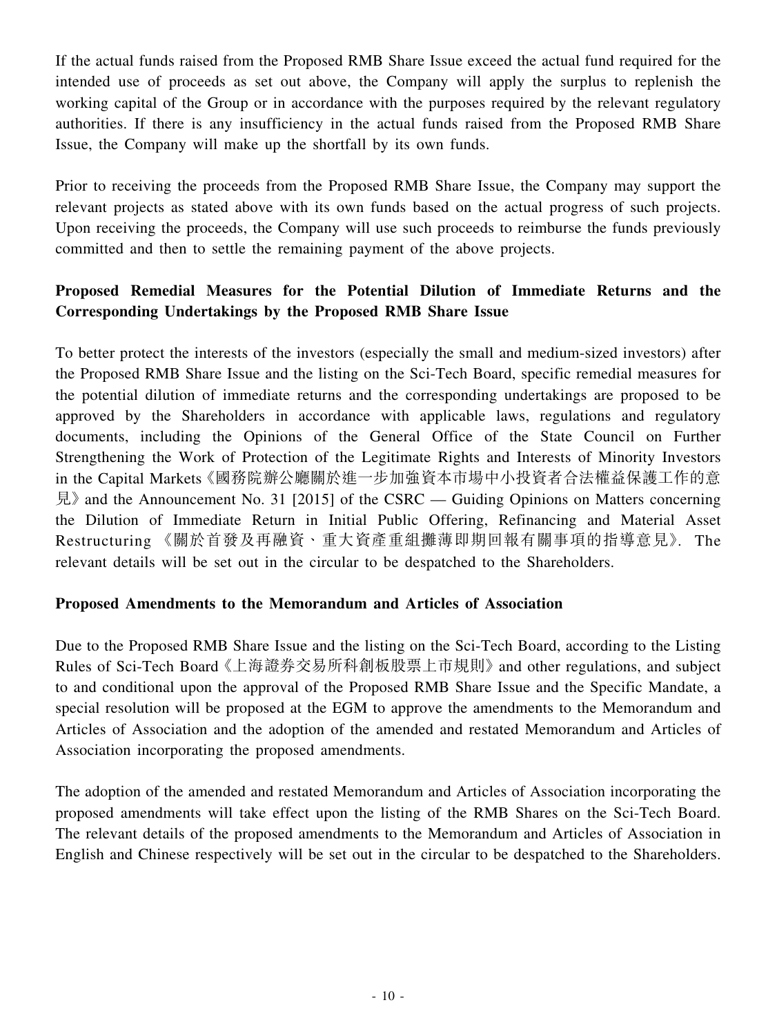If the actual funds raised from the Proposed RMB Share Issue exceed the actual fund required for the intended use of proceeds as set out above, the Company will apply the surplus to replenish the working capital of the Group or in accordance with the purposes required by the relevant regulatory authorities. If there is any insufficiency in the actual funds raised from the Proposed RMB Share Issue, the Company will make up the shortfall by its own funds.

Prior to receiving the proceeds from the Proposed RMB Share Issue, the Company may support the relevant projects as stated above with its own funds based on the actual progress of such projects. Upon receiving the proceeds, the Company will use such proceeds to reimburse the funds previously committed and then to settle the remaining payment of the above projects.

**Proposed Remedial Measures for the Potential Dilution of Immediate Returns and the Corresponding Undertakings by the Proposed RMB Share Issue**

To better protect the interests of the investors (especially the small and medium-sized investors) after the Proposed RMB Share Issue and the listing on the Sci-Tech Board, specific remedial measures for the potential dilution of immediate returns and the corresponding undertakings are proposed to be approved by the Shareholders in accordance with applicable laws, regulations and regulatory documents, including the Opinions of the General Office of the State Council on Further Strengthening the Work of Protection of the Legitimate Rights and Interests of Minority Investors in the Capital Markets《國務院辦公廳關於進一步加強資本市場中小投資者合法權益保護工作的意見》and the Announcement No. 31 [2015] of the CSRC — Guiding Opinions on Matters concerning the Dilution of Immediate Return in Initial Public Offering, Refinancing and Material Asset Restructuring 《關於首發及再融資、重大資產重組攤薄即期回報有關事項的指導意見》. The relevant details will be set out in the circular to be despatched to the Shareholders.

**Proposed Amendments to the Memorandum and Articles of Association**

Due to the Proposed RMB Share Issue and the listing on the Sci-Tech Board, according to the Listing Rules of Sci-Tech Board《上海證券交易所科創板股票上市規則》and other regulations, and subject to and conditional upon the approval of the Proposed RMB Share Issue and the Specific Mandate, a special resolution will be proposed at the EGM to approve the amendments to the Memorandum and Articles of Association and the adoption of the amended and restated Memorandum and Articles of Association incorporating the proposed amendments.

The adoption of the amended and restated Memorandum and Articles of Association incorporating the proposed amendments will take effect upon the listing of the RMB Shares on the Sci-Tech Board. The relevant details of the proposed amendments to the Memorandum and Articles of Association in English and Chinese respectively will be set out in the circular to be despatched to the Shareholders.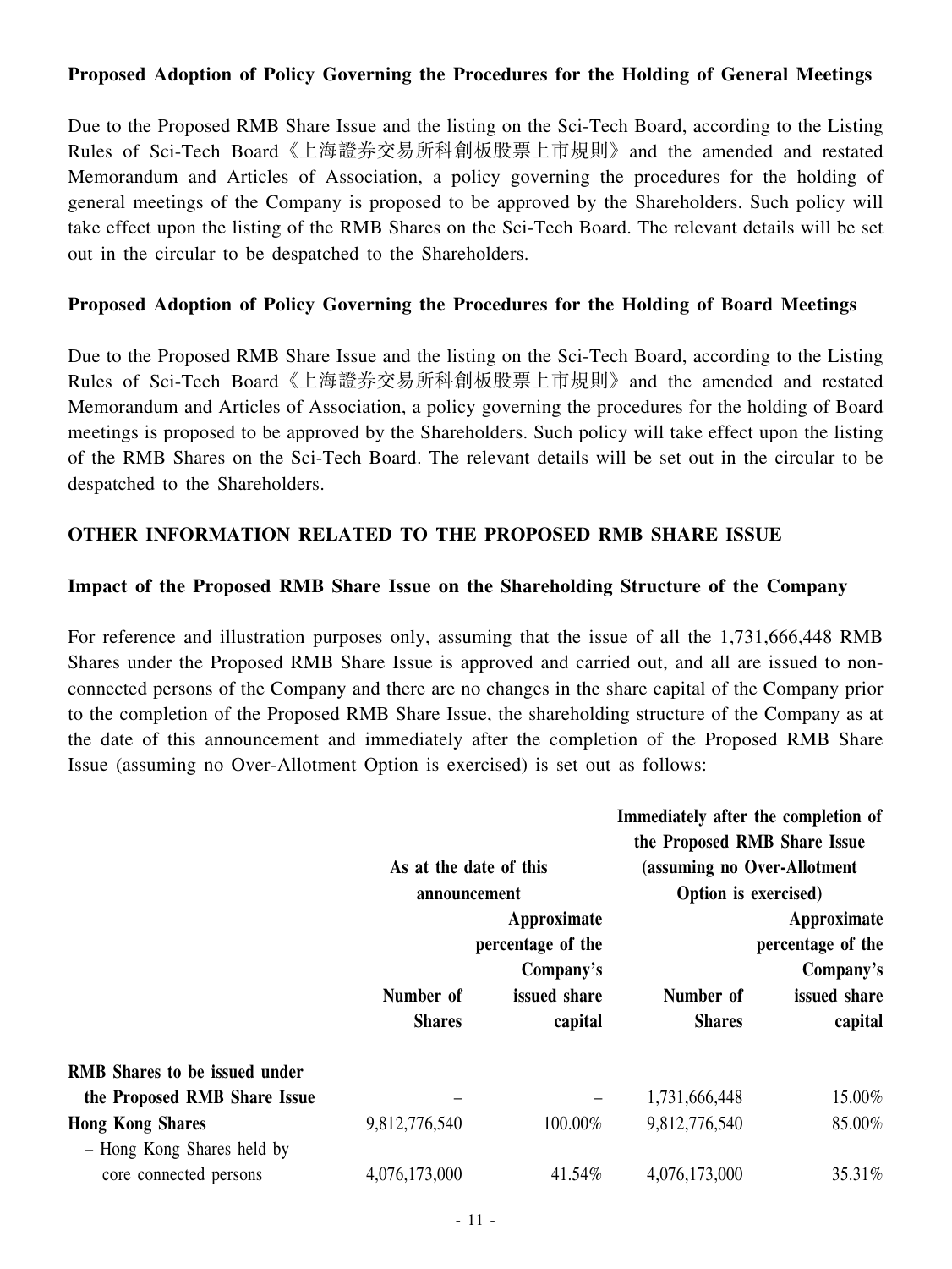### Proposed Adoption of Policy Governing the Procedures for the Holding of General Meetings

Due to the Proposed RMB Share Issue and the listing on the Sci-Tech Board, according to the Listing Rules of Sci-Tech Board《上海證券交易所科創板股票上市規則》and the amended and restated Memorandum and Articles of Association, a policy governing the procedures for the holding of general meetings of the Company is proposed to be approved by the Shareholders. Such policy will take effect upon the listing of the RMB Shares on the Sci-Tech Board. The relevant details will be set out in the circular to be despatched to the Shareholders.

### Proposed Adoption of Policy Governing the Procedures for the Holding of Board Meetings

Due to the Proposed RMB Share Issue and the listing on the Sci-Tech Board, according to the Listing Rules of Sci-Tech Board《上海證券交易所科創板股票上市規則》and the amended and restated Memorandum and Articles of Association, a policy governing the procedures for the holding of Board meetings is proposed to be approved by the Shareholders. Such policy will take effect upon the listing of the RMB Shares on the Sci-Tech Board. The relevant details will be set out in the circular to be despatched to the Shareholders.

## OTHER INFORMATION RELATED TO THE PROPOSED RMB SHARE ISSUE

### Impact of the Proposed RMB Share Issue on the Shareholding Structure of the Company

For reference and illustration purposes only, assuming that the issue of all the 1,731,666,448 RMB Shares under the Proposed RMB Share Issue is approved and carried out, and all are issued to non-connected persons of the Company and there are no changes in the share capital of the Company prior to the completion of the Proposed RMB Share Issue, the shareholding structure of the Company as at the date of this announcement and immediately after the completion of the Proposed RMB Share Issue (assuming no Over-Allotment Option is exercised) is set out as follows:

| | As at the date of this announcement | | Immediately after the completion of the Proposed RMB Share Issue (assuming no Over-Allotment Option is exercised) | |
|---|---|---|---|---|
| | Number of Shares | Approximate percentage of the Company's issued share capital | Number of Shares | Approximate percentage of the Company's issued share capital |
| **RMB Shares to be issued under the Proposed RMB Share Issue** | – | – | 1,731,666,448 | 15.00% |
| **Hong Kong Shares** | 9,812,776,540 | 100.00% | 9,812,776,540 | 85.00% |
| – Hong Kong Shares held by core connected persons | 4,076,173,000 | 41.54% | 4,076,173,000 | 35.31% |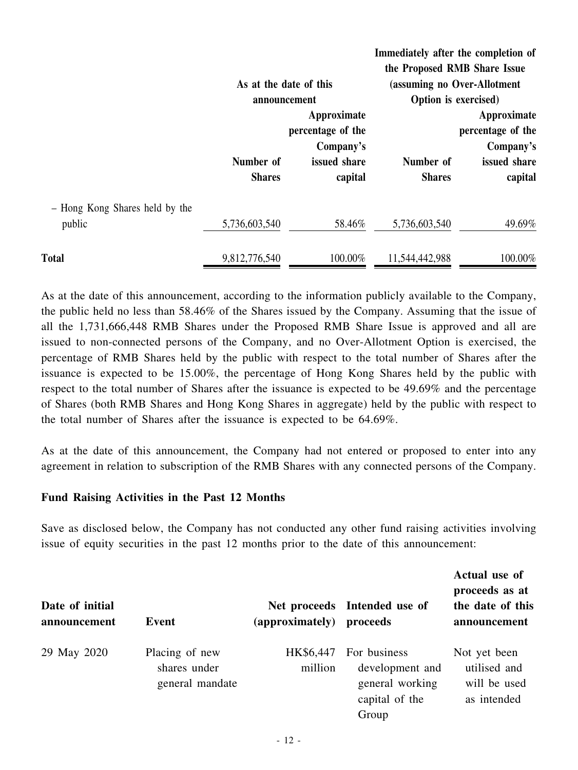| | As at the date of this announcement | | Immediately after the completion of the Proposed RMB Share Issue (assuming no Over-Allotment Option is exercised) | |
|---|---|---|---|---|
| | Number of Shares | Approximate percentage of the Company's issued share capital | Number of Shares | Approximate percentage of the Company's issued share capital |
| – Hong Kong Shares held by the public | 5,736,603,540 | 58.46% | 5,736,603,540 | 49.69% |
| **Total** | 9,812,776,540 | 100.00% | 11,544,442,988 | 100.00% |

As at the date of this announcement, according to the information publicly available to the Company, the public held no less than 58.46% of the Shares issued by the Company. Assuming that the issue of all the 1,731,666,448 RMB Shares under the Proposed RMB Share Issue is approved and all are issued to non-connected persons of the Company, and no Over-Allotment Option is exercised, the percentage of RMB Shares held by the public with respect to the total number of Shares after the issuance is expected to be 15.00%, the percentage of Hong Kong Shares held by the public with respect to the total number of Shares after the issuance is expected to be 49.69% and the percentage of Shares (both RMB Shares and Hong Kong Shares in aggregate) held by the public with respect to the total number of Shares after the issuance is expected to be 64.69%.

As at the date of this announcement, the Company had not entered or proposed to enter into any agreement in relation to subscription of the RMB Shares with any connected persons of the Company.

**Fund Raising Activities in the Past 12 Months**

Save as disclosed below, the Company has not conducted any other fund raising activities involving issue of equity securities in the past 12 months prior to the date of this announcement:

| Date of initial announcement | Event | Net proceeds (approximately) | Intended use of proceeds | Actual use of proceeds as at the date of this announcement |
|---|---|---|---|---|
| 29 May 2020 | Placing of new shares under general mandate | HK$6,447 million | For business development and general working capital of the Group | Not yet been utilised and will be used as intended |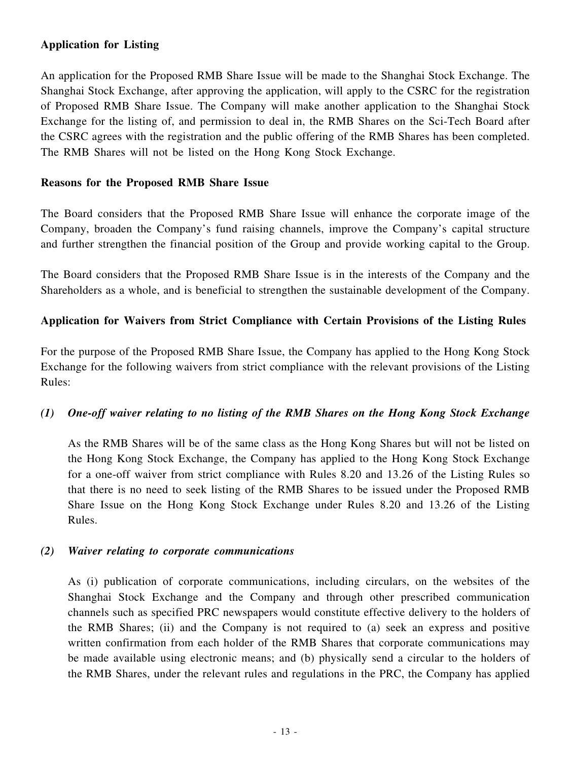**Application for Listing**

An application for the Proposed RMB Share Issue will be made to the Shanghai Stock Exchange. The Shanghai Stock Exchange, after approving the application, will apply to the CSRC for the registration of Proposed RMB Share Issue. The Company will make another application to the Shanghai Stock Exchange for the listing of, and permission to deal in, the RMB Shares on the Sci-Tech Board after the CSRC agrees with the registration and the public offering of the RMB Shares has been completed. The RMB Shares will not be listed on the Hong Kong Stock Exchange.

**Reasons for the Proposed RMB Share Issue**

The Board considers that the Proposed RMB Share Issue will enhance the corporate image of the Company, broaden the Company's fund raising channels, improve the Company's capital structure and further strengthen the financial position of the Group and provide working capital to the Group.

The Board considers that the Proposed RMB Share Issue is in the interests of the Company and the Shareholders as a whole, and is beneficial to strengthen the sustainable development of the Company.

**Application for Waivers from Strict Compliance with Certain Provisions of the Listing Rules**

For the purpose of the Proposed RMB Share Issue, the Company has applied to the Hong Kong Stock Exchange for the following waivers from strict compliance with the relevant provisions of the Listing Rules:

***(1) One-off waiver relating to no listing of the RMB Shares on the Hong Kong Stock Exchange***

As the RMB Shares will be of the same class as the Hong Kong Shares but will not be listed on the Hong Kong Stock Exchange, the Company has applied to the Hong Kong Stock Exchange for a one-off waiver from strict compliance with Rules 8.20 and 13.26 of the Listing Rules so that there is no need to seek listing of the RMB Shares to be issued under the Proposed RMB Share Issue on the Hong Kong Stock Exchange under Rules 8.20 and 13.26 of the Listing Rules.

***(2) Waiver relating to corporate communications***

As (i) publication of corporate communications, including circulars, on the websites of the Shanghai Stock Exchange and the Company and through other prescribed communication channels such as specified PRC newspapers would constitute effective delivery to the holders of the RMB Shares; (ii) and the Company is not required to (a) seek an express and positive written confirmation from each holder of the RMB Shares that corporate communications may be made available using electronic means; and (b) physically send a circular to the holders of the RMB Shares, under the relevant rules and regulations in the PRC, the Company has applied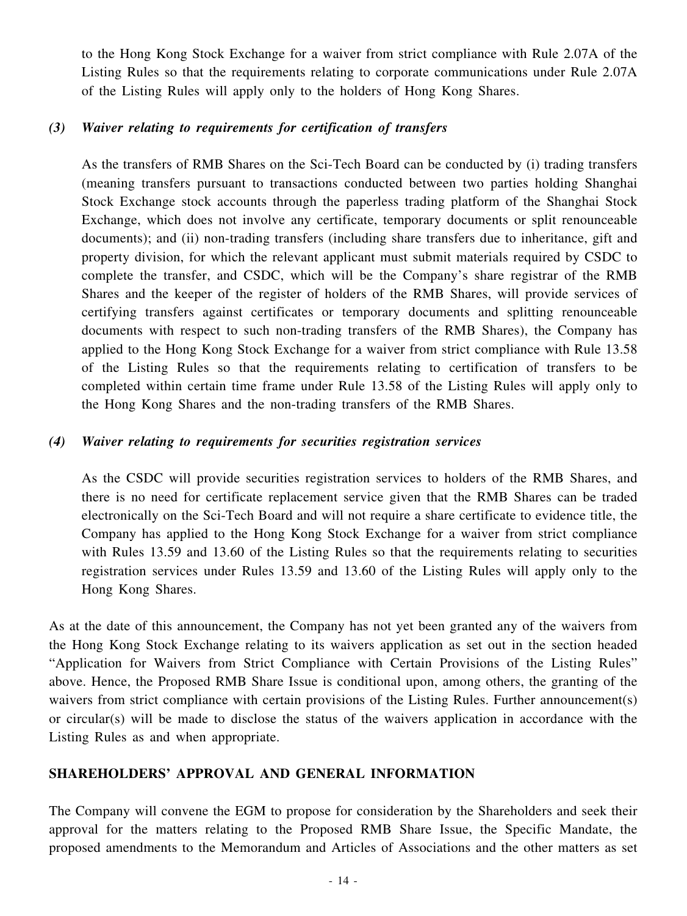to the Hong Kong Stock Exchange for a waiver from strict compliance with Rule 2.07A of the Listing Rules so that the requirements relating to corporate communications under Rule 2.07A of the Listing Rules will apply only to the holders of Hong Kong Shares.

*(3) Waiver relating to requirements for certification of transfers*

As the transfers of RMB Shares on the Sci-Tech Board can be conducted by (i) trading transfers (meaning transfers pursuant to transactions conducted between two parties holding Shanghai Stock Exchange stock accounts through the paperless trading platform of the Shanghai Stock Exchange, which does not involve any certificate, temporary documents or split renounceable documents); and (ii) non-trading transfers (including share transfers due to inheritance, gift and property division, for which the relevant applicant must submit materials required by CSDC to complete the transfer, and CSDC, which will be the Company's share registrar of the RMB Shares and the keeper of the register of holders of the RMB Shares, will provide services of certifying transfers against certificates or temporary documents and splitting renounceable documents with respect to such non-trading transfers of the RMB Shares), the Company has applied to the Hong Kong Stock Exchange for a waiver from strict compliance with Rule 13.58 of the Listing Rules so that the requirements relating to certification of transfers to be completed within certain time frame under Rule 13.58 of the Listing Rules will apply only to the Hong Kong Shares and the non-trading transfers of the RMB Shares.

*(4) Waiver relating to requirements for securities registration services*

As the CSDC will provide securities registration services to holders of the RMB Shares, and there is no need for certificate replacement service given that the RMB Shares can be traded electronically on the Sci-Tech Board and will not require a share certificate to evidence title, the Company has applied to the Hong Kong Stock Exchange for a waiver from strict compliance with Rules 13.59 and 13.60 of the Listing Rules so that the requirements relating to securities registration services under Rules 13.59 and 13.60 of the Listing Rules will apply only to the Hong Kong Shares.

As at the date of this announcement, the Company has not yet been granted any of the waivers from the Hong Kong Stock Exchange relating to its waivers application as set out in the section headed "Application for Waivers from Strict Compliance with Certain Provisions of the Listing Rules" above. Hence, the Proposed RMB Share Issue is conditional upon, among others, the granting of the waivers from strict compliance with certain provisions of the Listing Rules. Further announcement(s) or circular(s) will be made to disclose the status of the waivers application in accordance with the Listing Rules as and when appropriate.

## SHAREHOLDERS' APPROVAL AND GENERAL INFORMATION

The Company will convene the EGM to propose for consideration by the Shareholders and seek their approval for the matters relating to the Proposed RMB Share Issue, the Specific Mandate, the proposed amendments to the Memorandum and Articles of Associations and the other matters as set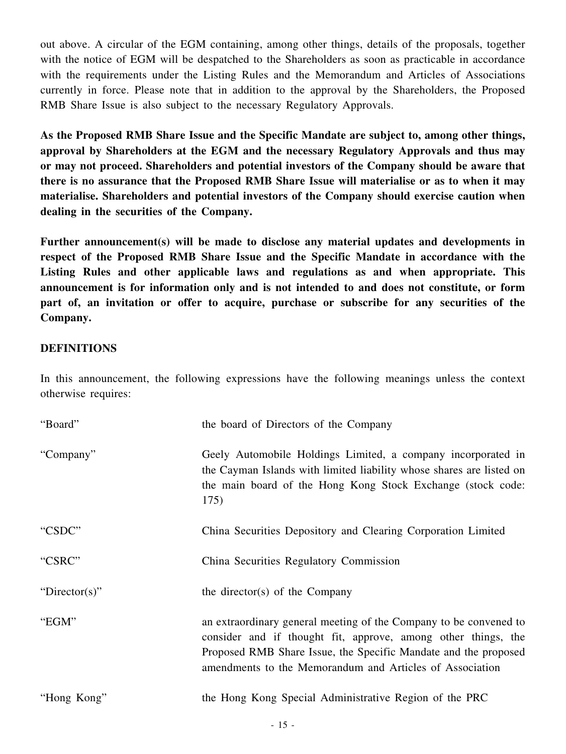out above. A circular of the EGM containing, among other things, details of the proposals, together with the notice of EGM will be despatched to the Shareholders as soon as practicable in accordance with the requirements under the Listing Rules and the Memorandum and Articles of Associations currently in force. Please note that in addition to the approval by the Shareholders, the Proposed RMB Share Issue is also subject to the necessary Regulatory Approvals.

**As the Proposed RMB Share Issue and the Specific Mandate are subject to, among other things, approval by Shareholders at the EGM and the necessary Regulatory Approvals and thus may or may not proceed. Shareholders and potential investors of the Company should be aware that there is no assurance that the Proposed RMB Share Issue will materialise or as to when it may materialise. Shareholders and potential investors of the Company should exercise caution when dealing in the securities of the Company.**

**Further announcement(s) will be made to disclose any material updates and developments in respect of the Proposed RMB Share Issue and the Specific Mandate in accordance with the Listing Rules and other applicable laws and regulations as and when appropriate. This announcement is for information only and is not intended to and does not constitute, or form part of, an invitation or offer to acquire, purchase or subscribe for any securities of the Company.**

## DEFINITIONS

In this announcement, the following expressions have the following meanings unless the context otherwise requires:

| | |
|---|---|
| "Board" | the board of Directors of the Company |
| "Company" | Geely Automobile Holdings Limited, a company incorporated in the Cayman Islands with limited liability whose shares are listed on the main board of the Hong Kong Stock Exchange (stock code: 175) |
| "CSDC" | China Securities Depository and Clearing Corporation Limited |
| "CSRC" | China Securities Regulatory Commission |
| "Director(s)" | the director(s) of the Company |
| "EGM" | an extraordinary general meeting of the Company to be convened to consider and if thought fit, approve, among other things, the Proposed RMB Share Issue, the Specific Mandate and the proposed amendments to the Memorandum and Articles of Association |
| "Hong Kong" | the Hong Kong Special Administrative Region of the PRC |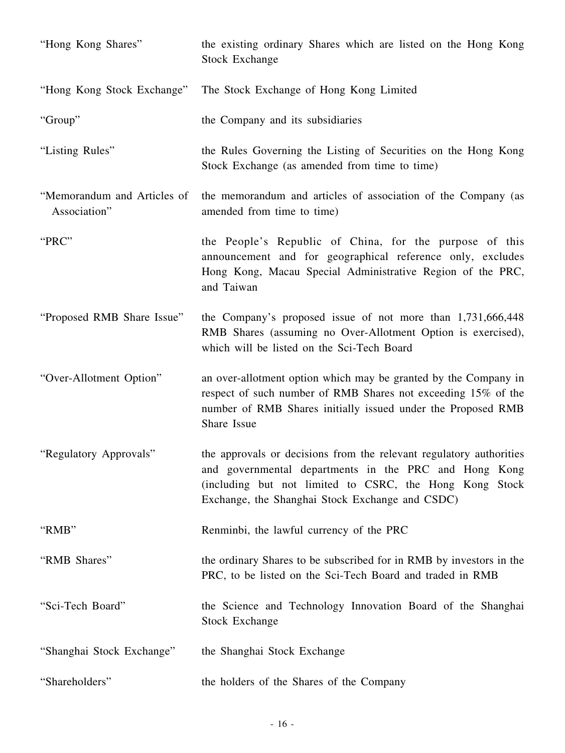| | |
|---|---|
| "Hong Kong Shares" | the existing ordinary Shares which are listed on the Hong Kong Stock Exchange |
| "Hong Kong Stock Exchange" | The Stock Exchange of Hong Kong Limited |
| "Group" | the Company and its subsidiaries |
| "Listing Rules" | the Rules Governing the Listing of Securities on the Hong Kong Stock Exchange (as amended from time to time) |
| "Memorandum and Articles of Association" | the memorandum and articles of association of the Company (as amended from time to time) |
| "PRC" | the People's Republic of China, for the purpose of this announcement and for geographical reference only, excludes Hong Kong, Macau Special Administrative Region of the PRC, and Taiwan |
| "Proposed RMB Share Issue" | the Company's proposed issue of not more than 1,731,666,448 RMB Shares (assuming no Over-Allotment Option is exercised), which will be listed on the Sci-Tech Board |
| "Over-Allotment Option" | an over-allotment option which may be granted by the Company in respect of such number of RMB Shares not exceeding 15% of the number of RMB Shares initially issued under the Proposed RMB Share Issue |
| "Regulatory Approvals" | the approvals or decisions from the relevant regulatory authorities and governmental departments in the PRC and Hong Kong (including but not limited to CSRC, the Hong Kong Stock Exchange, the Shanghai Stock Exchange and CSDC) |
| "RMB" | Renminbi, the lawful currency of the PRC |
| "RMB Shares" | the ordinary Shares to be subscribed for in RMB by investors in the PRC, to be listed on the Sci-Tech Board and traded in RMB |
| "Sci-Tech Board" | the Science and Technology Innovation Board of the Shanghai Stock Exchange |
| "Shanghai Stock Exchange" | the Shanghai Stock Exchange |
| "Shareholders" | the holders of the Shares of the Company |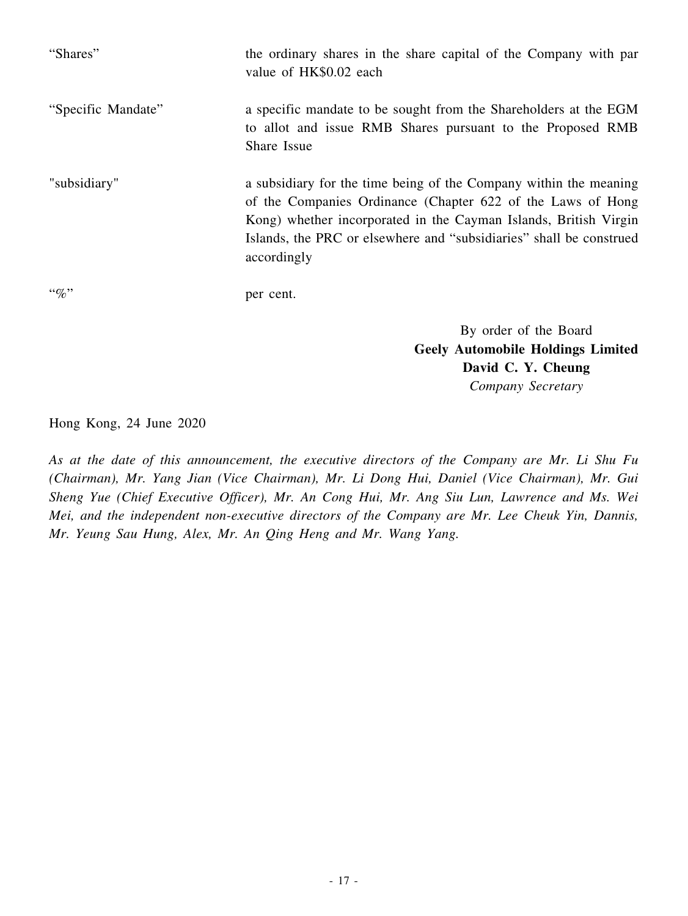| | |
|---|---|
| “Shares” | the ordinary shares in the share capital of the Company with par value of HK$0.02 each |
| “Specific Mandate” | a specific mandate to be sought from the Shareholders at the EGM to allot and issue RMB Shares pursuant to the Proposed RMB Share Issue |
| "subsidiary" | a subsidiary for the time being of the Company within the meaning of the Companies Ordinance (Chapter 622 of the Laws of Hong Kong) whether incorporated in the Cayman Islands, British Virgin Islands, the PRC or elsewhere and “subsidiaries” shall be construed accordingly |
| “%” | per cent. |

By order of the Board
**Geely Automobile Holdings Limited**
**David C. Y. Cheung**
*Company Secretary*

Hong Kong, 24 June 2020

*As at the date of this announcement, the executive directors of the Company are Mr. Li Shu Fu (Chairman), Mr. Yang Jian (Vice Chairman), Mr. Li Dong Hui, Daniel (Vice Chairman), Mr. Gui Sheng Yue (Chief Executive Officer), Mr. An Cong Hui, Mr. Ang Siu Lun, Lawrence and Ms. Wei Mei, and the independent non-executive directors of the Company are Mr. Lee Cheuk Yin, Dannis, Mr. Yeung Sau Hung, Alex, Mr. An Qing Heng and Mr. Wang Yang.*